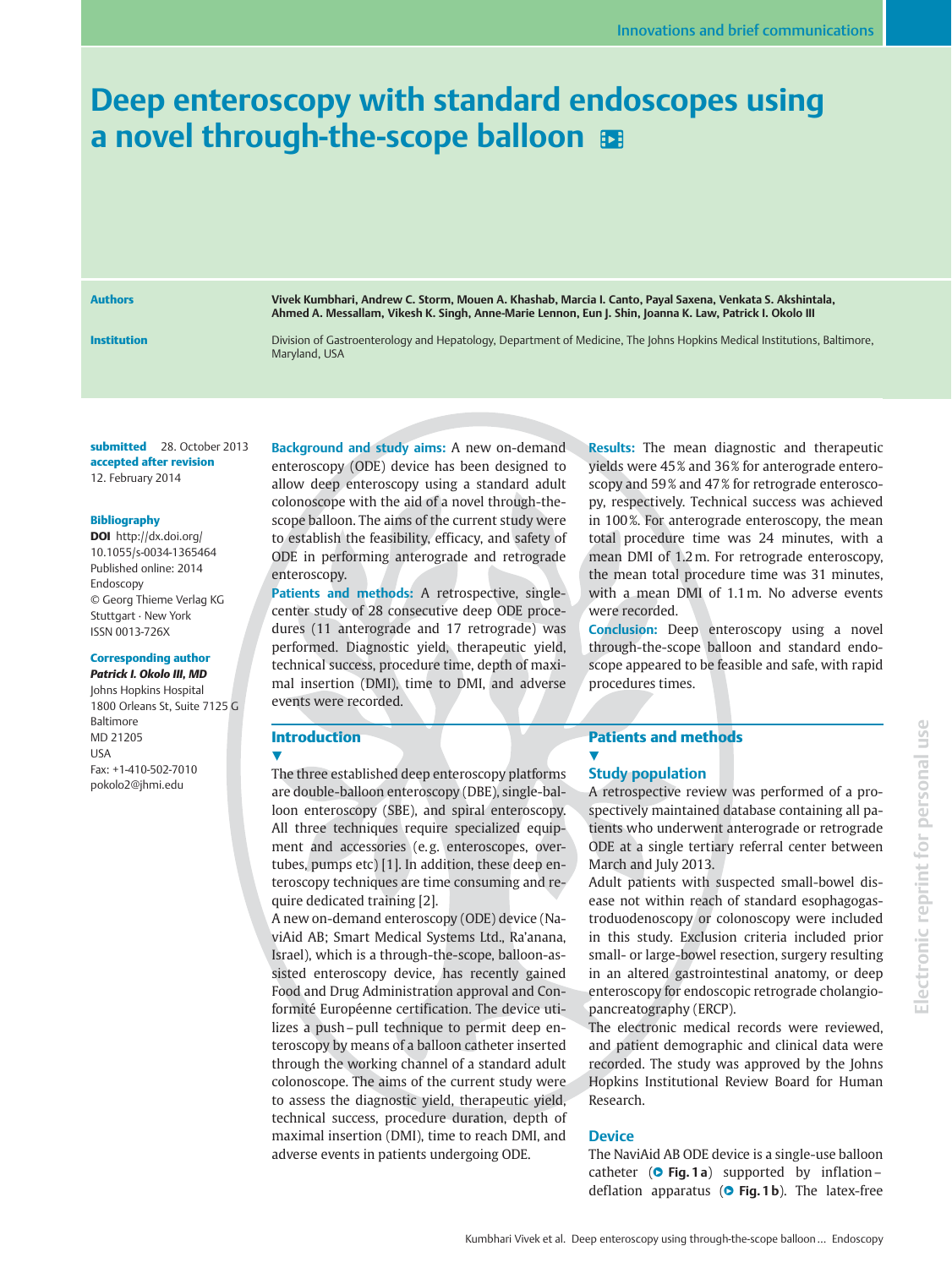Innovations and brief communications

# Deep enteroscopy with standard endoscopes using a novel through-the-scope balloon

**Authors** Vivek Kumbhari, Andrew C. Storm, Mouen A. Khashab, Marcia I. Canto, Payal Saxena, Venkata S. Akshintala, Ahmed A. Messallam, Vikesh K. Singh, Anne-Marie Lennon, Eun J. Shin, Joanna K. Law, Patrick I. Okolo III

**Institution** Division of Gastroenterology and Hepatology, Department of Medicine, The Johns Hopkins Medical Institutions, Baltimore, Maryland, USA

**submitted** 28. October 2013
**accepted after revision** 12. February 2014

**Bibliography**
**DOI** http://dx.doi.org/10.1055/s-0034-1365464
Published online: 2014
Endoscopy
© Georg Thieme Verlag KG Stuttgart · New York
ISSN 0013-726X

**Corresponding author**
***Patrick I. Okolo III, MD***
Johns Hopkins Hospital
1800 Orleans St, Suite 7125 G
Baltimore
MD 21205
USA
Fax: +1-410-502-7010
pokolo2@jhmi.edu

**Background and study aims:** A new on-demand enteroscopy (ODE) device has been designed to allow deep enteroscopy using a standard adult colonoscope with the aid of a novel through-the-scope balloon. The aims of the current study were to establish the feasibility, efficacy, and safety of ODE in performing anterograde and retrograde enteroscopy.

**Patients and methods:** A retrospective, single-center study of 28 consecutive deep ODE procedures (11 anterograde and 17 retrograde) was performed. Diagnostic yield, therapeutic yield, technical success, procedure time, depth of maximal insertion (DMI), time to DMI, and adverse events were recorded.

**Results:** The mean diagnostic and therapeutic yields were 45% and 36% for anterograde enteroscopy and 59% and 47% for retrograde enteroscopy, respectively. Technical success was achieved in 100%. For anterograde enteroscopy, the mean total procedure time was 24 minutes, with a mean DMI of 1.2 m. For retrograde enteroscopy, the mean total procedure time was 31 minutes, with a mean DMI of 1.1 m. No adverse events were recorded.

**Conclusion:** Deep enteroscopy using a novel through-the-scope balloon and standard endoscope appeared to be feasible and safe, with rapid procedures times.

## Introduction

The three established deep enteroscopy platforms are double-balloon enteroscopy (DBE), single-balloon enteroscopy (SBE), and spiral enteroscopy. All three techniques require specialized equipment and accessories (e.g. enteroscopes, overtubes, pumps etc) [1]. In addition, these deep enteroscopy techniques are time consuming and require dedicated training [2].

A new on-demand enteroscopy (ODE) device (NaviAid AB; Smart Medical Systems Ltd., Ra'anana, Israel), which is a through-the-scope, balloon-assisted enteroscopy device, has recently gained Food and Drug Administration approval and Conformité Européenne certification. The device utilizes a push–pull technique to permit deep enteroscopy by means of a balloon catheter inserted through the working channel of a standard adult colonoscope. The aims of the current study were to assess the diagnostic yield, therapeutic yield, technical success, procedure duration, depth of maximal insertion (DMI), time to reach DMI, and adverse events in patients undergoing ODE.

## Patients and methods

### Study population

A retrospective review was performed of a prospectively maintained database containing all patients who underwent anterograde or retrograde ODE at a single tertiary referral center between March and July 2013.

Adult patients with suspected small-bowel disease not within reach of standard esophagogastroduodenoscopy or colonoscopy were included in this study. Exclusion criteria included prior small- or large-bowel resection, surgery resulting in an altered gastrointestinal anatomy, or deep enteroscopy for endoscopic retrograde cholangiopancreatography (ERCP).

The electronic medical records were reviewed, and patient demographic and clinical data were recorded. The study was approved by the Johns Hopkins Institutional Review Board for Human Research.

### Device

The NaviAid AB ODE device is a single-use balloon catheter (▶ **Fig. 1 a**) supported by inflation–deflation apparatus (▶ **Fig. 1 b**). The latex-free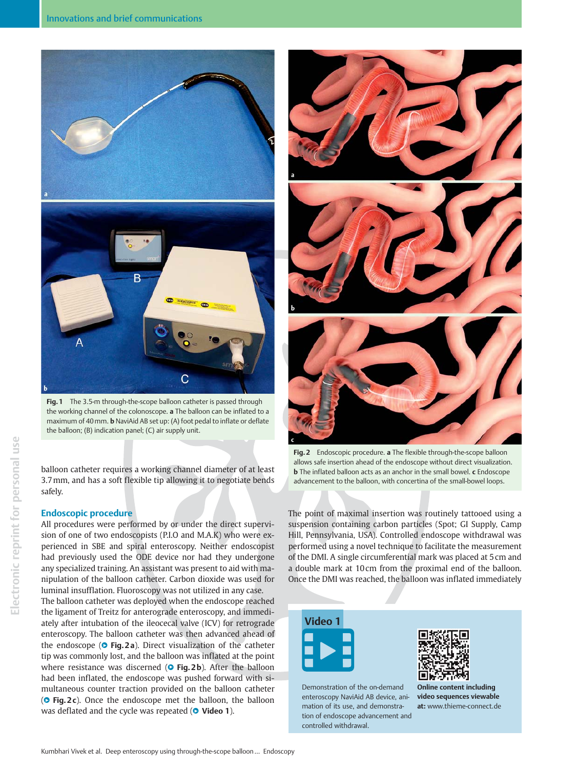Fig. 1 The 3.5-m through-the-scope balloon catheter is passed through the working channel of the colonoscope. **a** The balloon can be inflated to a maximum of 40 mm. **b** NaviAid AB set up: (A) foot pedal to inflate or deflate the balloon; (B) indication panel; (C) air supply unit.

balloon catheter requires a working channel diameter of at least 3.7 mm, and has a soft flexible tip allowing it to negotiate bends safely.

## Endoscopic procedure

All procedures were performed by or under the direct supervision of one of two endoscopists (P.I.O and M.A.K) who were experienced in SBE and spiral enteroscopy. Neither endoscopist had previously used the ODE device nor had they undergone any specialized training. An assistant was present to aid with manipulation of the balloon catheter. Carbon dioxide was used for luminal insufflation. Fluoroscopy was not utilized in any case.

The balloon catheter was deployed when the endoscope reached the ligament of Treitz for anterograde enteroscopy, and immediately after intubation of the ileocecal valve (ICV) for retrograde enteroscopy. The balloon catheter was then advanced ahead of the endoscope (**Fig. 2 a**). Direct visualization of the catheter tip was commonly lost, and the balloon was inflated at the point where resistance was discerned (**Fig. 2 b**). After the balloon had been inflated, the endoscope was pushed forward with simultaneous counter traction provided on the balloon catheter (**Fig. 2 c**). Once the endoscope met the balloon, the balloon was deflated and the cycle was repeated (**Video 1**).

Fig. 2 Endoscopic procedure. **a** The flexible through-the-scope balloon allows safe insertion ahead of the endoscope without direct visualization. **b** The inflated balloon acts as an anchor in the small bowel. **c** Endoscope advancement to the balloon, with concertina of the small-bowel loops.

The point of maximal insertion was routinely tattooed using a suspension containing carbon particles (Spot; GI Supply, Camp Hill, Pennsylvania, USA). Controlled endoscope withdrawal was performed using a novel technique to facilitate the measurement of the DMI. A single circumferential mark was placed at 5 cm and a double mark at 10 cm from the proximal end of the balloon. Once the DMI was reached, the balloon was inflated immediately

**Video 1**

Demonstration of the on-demand enteroscopy NaviAid AB device, animation of its use, and demonstration of endoscope advancement and controlled withdrawal.

**Online content including video sequences viewable at:** www.thieme-connect.de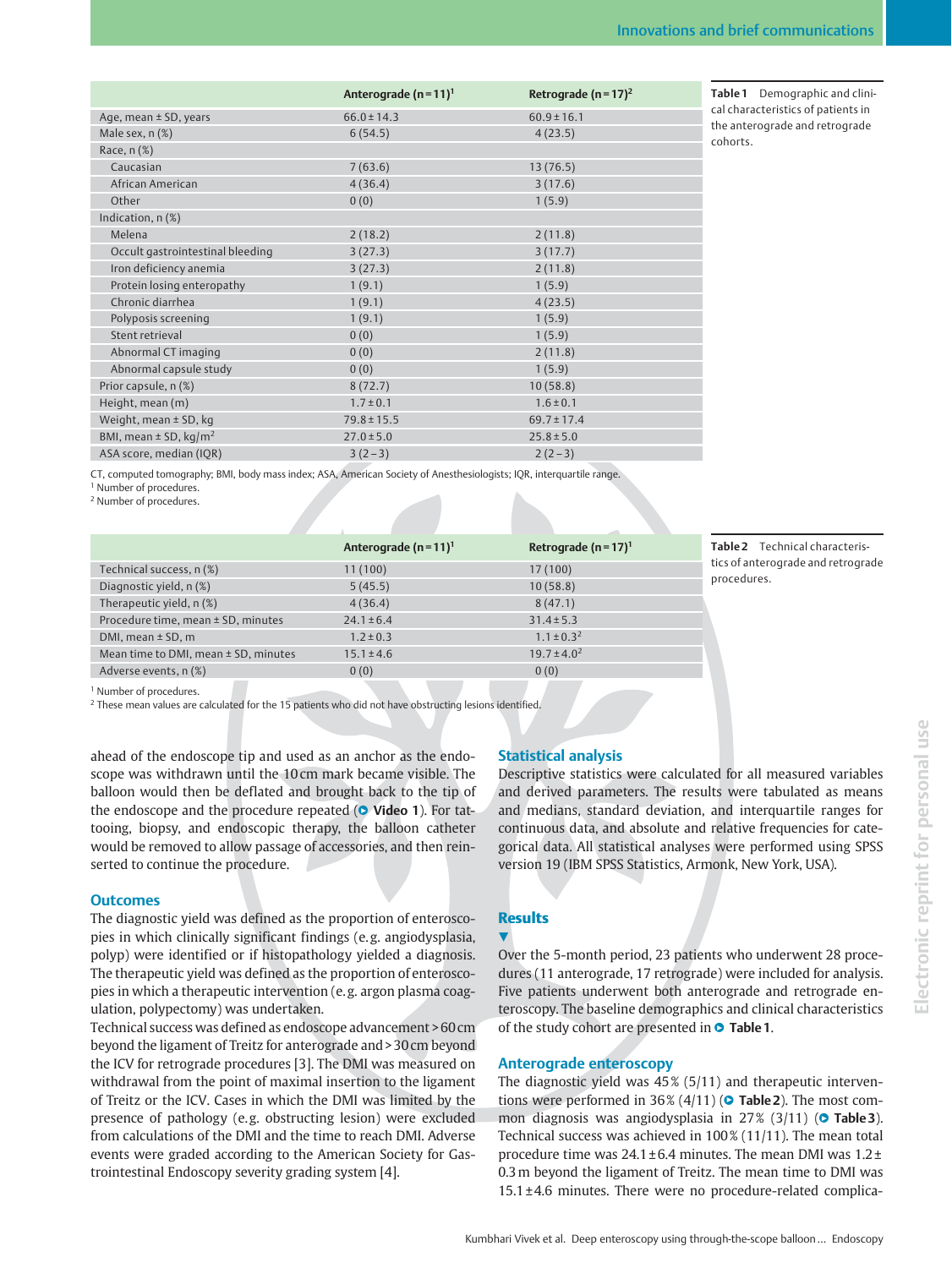Table 1 Demographic and clinical characteristics of patients in the anterograde and retrograde cohorts.

| | Anterograde (n = 11)[1] | Retrograde (n = 17)[2] |
|---|---|---|
| Age, mean ± SD, years | 66.0 ± 14.3 | 60.9 ± 16.1 |
| Male sex, n (%) | 6 (54.5) | 4 (23.5) |
| Race, n (%) | | |
| Caucasian | 7 (63.6) | 13 (76.5) |
| African American | 4 (36.4) | 3 (17.6) |
| Other | 0 (0) | 1 (5.9) |
| Indication, n (%) | | |
| Melena | 2 (18.2) | 2 (11.8) |
| Occult gastrointestinal bleeding | 3 (27.3) | 3 (17.7) |
| Iron deficiency anemia | 3 (27.3) | 2 (11.8) |
| Protein losing enteropathy | 1 (9.1) | 1 (5.9) |
| Chronic diarrhea | 1 (9.1) | 4 (23.5) |
| Polyposis screening | 1 (9.1) | 1 (5.9) |
| Stent retrieval | 0 (0) | 1 (5.9) |
| Abnormal CT imaging | 0 (0) | 2 (11.8) |
| Abnormal capsule study | 0 (0) | 1 (5.9) |
| Prior capsule, n (%) | 8 (72.7) | 10 (58.8) |
| Height, mean (m) | 1.7 ± 0.1 | 1.6 ± 0.1 |
| Weight, mean ± SD, kg | 79.8 ± 15.5 | 69.7 ± 17.4 |
| BMI, mean ± SD, kg/m$^2$ | 27.0 ± 5.0 | 25.8 ± 5.0 |
| ASA score, median (IQR) | 3 (2 – 3) | 2 (2 – 3) |

CT, computed tomography; BMI, body mass index; ASA, American Society of Anesthesiologists; IQR, interquartile range.
[1] Number of procedures.
[2] Number of procedures.

Table 2 Technical characteristics of anterograde and retrograde procedures.

| | Anterograde (n = 11)[1] | Retrograde (n = 17)[1] |
|---|---|---|
| Technical success, n (%) | 11 (100) | 17 (100) |
| Diagnostic yield, n (%) | 5 (45.5) | 10 (58.8) |
| Therapeutic yield, n (%) | 4 (36.4) | 8 (47.1) |
| Procedure time, mean ± SD, minutes | 24.1 ± 6.4 | 31.4 ± 5.3 |
| DMI, mean ± SD, m | 1.2 ± 0.3 | 1.1 ± 0.3[2] |
| Mean time to DMI, mean ± SD, minutes | 15.1 ± 4.6 | 19.7 ± 4.0[2] |
| Adverse events, n (%) | 0 (0) | 0 (0) |

[1] Number of procedures.
[2] These mean values are calculated for the 15 patients who did not have obstructing lesions identified.

ahead of the endoscope tip and used as an anchor as the endoscope was withdrawn until the 10 cm mark became visible. The balloon would then be deflated and brought back to the tip of the endoscope and the procedure repeated (Video 1). For tattooing, biopsy, and endoscopic therapy, the balloon catheter would be removed to allow passage of accessories, and then reinserted to continue the procedure.

### Outcomes

The diagnostic yield was defined as the proportion of enteroscopies in which clinically significant findings (e.g. angiodysplasia, polyp) were identified or if histopathology yielded a diagnosis. The therapeutic yield was defined as the proportion of enteroscopies in which a therapeutic intervention (e.g. argon plasma coagulation, polypectomy) was undertaken.

Technical success was defined as endoscope advancement > 60 cm beyond the ligament of Treitz for anterograde and > 30 cm beyond the ICV for retrograde procedures [3]. The DMI was measured on withdrawal from the point of maximal insertion to the ligament of Treitz or the ICV. Cases in which the DMI was limited by the presence of pathology (e.g. obstructing lesion) were excluded from calculations of the DMI and the time to reach DMI. Adverse events were graded according to the American Society for Gastrointestinal Endoscopy severity grading system [4].

### Statistical analysis

Descriptive statistics were calculated for all measured variables and derived parameters. The results were tabulated as means and medians, standard deviation, and interquartile ranges for continuous data, and absolute and relative frequencies for categorical data. All statistical analyses were performed using SPSS version 19 (IBM SPSS Statistics, Armonk, New York, USA).

## Results

Over the 5-month period, 23 patients who underwent 28 procedures (11 anterograde, 17 retrograde) were included for analysis. Five patients underwent both anterograde and retrograde enteroscopy. The baseline demographics and clinical characteristics of the study cohort are presented in Table 1.

### Anterograde enteroscopy

The diagnostic yield was 45 % (5/11) and therapeutic interventions were performed in 36 % (4/11) (Table 2). The most common diagnosis was angiodysplasia in 27 % (3/11) (Table 3). Technical success was achieved in 100 % (11/11). The mean total procedure time was 24.1 ± 6.4 minutes. The mean DMI was 1.2 ± 0.3 m beyond the ligament of Treitz. The mean time to DMI was 15.1 ± 4.6 minutes. There were no procedure-related complica-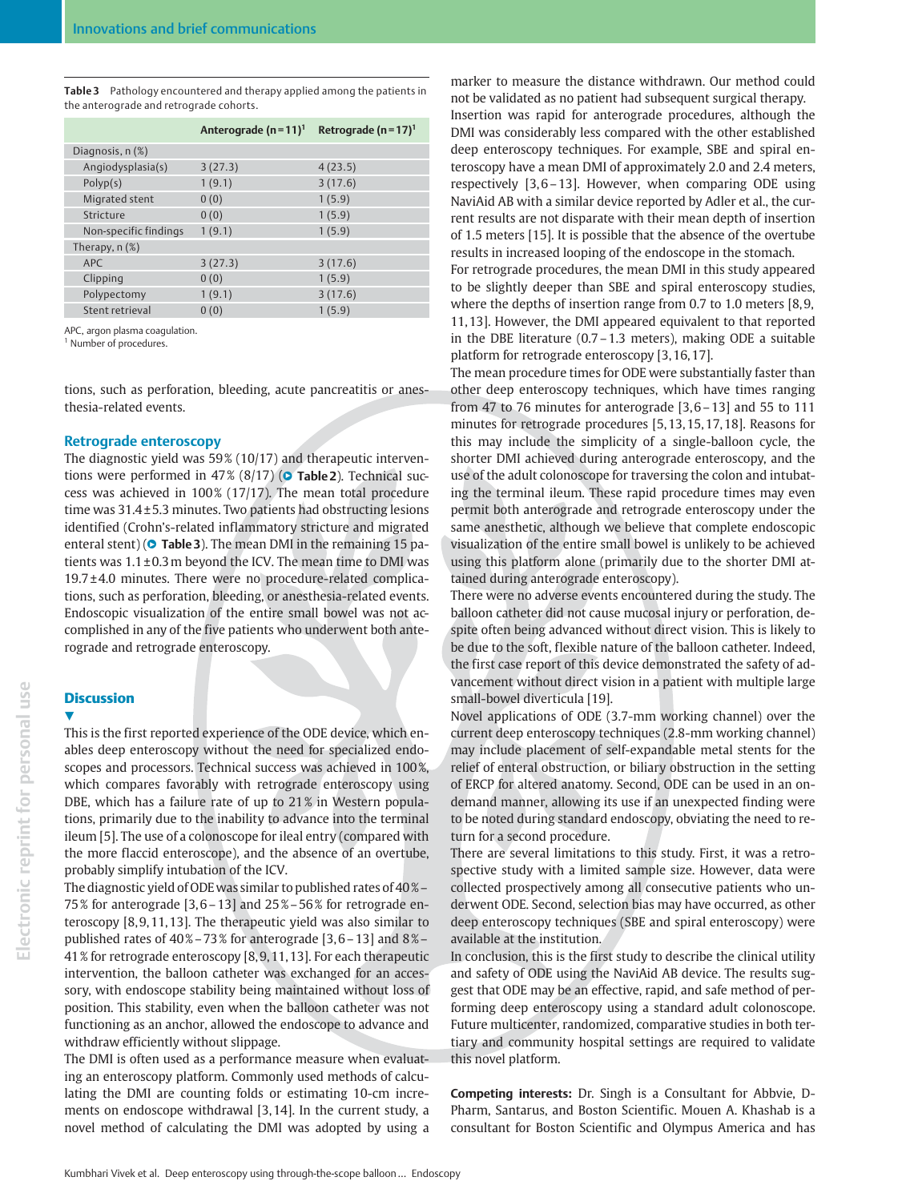Table 3 Pathology encountered and therapy applied among the patients in the anterograde and retrograde cohorts.

| | Anterograde (n = 11)[1] | Retrograde (n = 17)[1] |
|---|---|---|
| Diagnosis, n (%) | | |
| Angiodysplasia(s) | 3 (27.3) | 4 (23.5) |
| Polyp(s) | 1 (9.1) | 3 (17.6) |
| Migrated stent | 0 (0) | 1 (5.9) |
| Stricture | 0 (0) | 1 (5.9) |
| Non-specific findings | 1 (9.1) | 1 (5.9) |
| Therapy, n (%) | | |
| APC | 3 (27.3) | 3 (17.6) |
| Clipping | 0 (0) | 1 (5.9) |
| Polypectomy | 1 (9.1) | 3 (17.6) |
| Stent retrieval | 0 (0) | 1 (5.9) |

APC, argon plasma coagulation.
[1] Number of procedures.

tions, such as perforation, bleeding, acute pancreatitis or anesthesia-related events.

### Retrograde enteroscopy

The diagnostic yield was 59% (10/17) and therapeutic interventions were performed in 47% (8/17) (Table 2). Technical success was achieved in 100% (17/17). The mean total procedure time was 31.4 ± 5.3 minutes. Two patients had obstructing lesions identified (Crohn's-related inflammatory stricture and migrated enteral stent) (Table 3). The mean DMI in the remaining 15 patients was 1.1 ± 0.3 m beyond the ICV. The mean time to DMI was 19.7 ± 4.0 minutes. There were no procedure-related complications, such as perforation, bleeding, or anesthesia-related events. Endoscopic visualization of the entire small bowel was not accomplished in any of the five patients who underwent both anterograde and retrograde enteroscopy.

## Discussion

This is the first reported experience of the ODE device, which enables deep enteroscopy without the need for specialized endoscopes and processors. Technical success was achieved in 100%, which compares favorably with retrograde enteroscopy using DBE, which has a failure rate of up to 21% in Western populations, primarily due to the inability to advance into the terminal ileum [5]. The use of a colonoscope for ileal entry (compared with the more flaccid enteroscope), and the absence of an overtube, probably simplify intubation of the ICV.

The diagnostic yield of ODE was similar to published rates of 40%–75% for anterograde [3, 6–13] and 25%–56% for retrograde enteroscopy [8, 9, 11, 13]. The therapeutic yield was also similar to published rates of 40%–73% for anterograde [3, 6–13] and 8%–41% for retrograde enteroscopy [8, 9, 11, 13]. For each therapeutic intervention, the balloon catheter was exchanged for an accessory, with endoscope stability being maintained without loss of position. This stability, even when the balloon catheter was not functioning as an anchor, allowed the endoscope to advance and withdraw efficiently without slippage.

The DMI is often used as a performance measure when evaluating an enteroscopy platform. Commonly used methods of calculating the DMI are counting folds or estimating 10-cm increments on endoscope withdrawal [3, 14]. In the current study, a novel method of calculating the DMI was adopted by using a marker to measure the distance withdrawn. Our method could not be validated as no patient had subsequent surgical therapy.

Insertion was rapid for anterograde procedures, although the DMI was considerably less compared with the other established deep enteroscopy techniques. For example, SBE and spiral enteroscopy have a mean DMI of approximately 2.0 and 2.4 meters, respectively [3, 6–13]. However, when comparing ODE using NaviAid AB with a similar device reported by Adler et al., the current results are not disparate with their mean depth of insertion of 1.5 meters [15]. It is possible that the absence of the overtube results in increased looping of the endoscope in the stomach.

For retrograde procedures, the mean DMI in this study appeared to be slightly deeper than SBE and spiral enteroscopy studies, where the depths of insertion range from 0.7 to 1.0 meters [8, 9, 11, 13]. However, the DMI appeared equivalent to that reported in the DBE literature (0.7–1.3 meters), making ODE a suitable platform for retrograde enteroscopy [3, 16, 17].

The mean procedure times for ODE were substantially faster than other deep enteroscopy techniques, which have times ranging from 47 to 76 minutes for anterograde [3, 6–13] and 55 to 111 minutes for retrograde procedures [5, 13, 15, 17, 18]. Reasons for this may include the simplicity of a single-balloon cycle, the shorter DMI achieved during anterograde enteroscopy, and the use of the adult colonoscope for traversing the colon and intubating the terminal ileum. These rapid procedure times may even permit both anterograde and retrograde enteroscopy under the same anesthetic, although we believe that complete endoscopic visualization of the entire small bowel is unlikely to be achieved using this platform alone (primarily due to the shorter DMI attained during anterograde enteroscopy).

There were no adverse events encountered during the study. The balloon catheter did not cause mucosal injury or perforation, despite often being advanced without direct vision. This is likely to be due to the soft, flexible nature of the balloon catheter. Indeed, the first case report of this device demonstrated the safety of advancement without direct vision in a patient with multiple large small-bowel diverticula [19].

Novel applications of ODE (3.7-mm working channel) over the current deep enteroscopy techniques (2.8-mm working channel) may include placement of self-expandable metal stents for the relief of enteral obstruction, or biliary obstruction in the setting of ERCP for altered anatomy. Second, ODE can be used in an on-demand manner, allowing its use if an unexpected finding were to be noted during standard endoscopy, obviating the need to return for a second procedure.

There are several limitations to this study. First, it was a retrospective study with a limited sample size. However, data were collected prospectively among all consecutive patients who underwent ODE. Second, selection bias may have occurred, as other deep enteroscopy techniques (SBE and spiral enteroscopy) were available at the institution.

In conclusion, this is the first study to describe the clinical utility and safety of ODE using the NaviAid AB device. The results suggest that ODE may be an effective, rapid, and safe method of performing deep enteroscopy using a standard adult colonoscope. Future multicenter, randomized, comparative studies in both tertiary and community hospital settings are required to validate this novel platform.

**Competing interests:** Dr. Singh is a Consultant for Abbvie, D-Pharm, Santarus, and Boston Scientific. Mouen A. Khashab is a consultant for Boston Scientific and Olympus America and has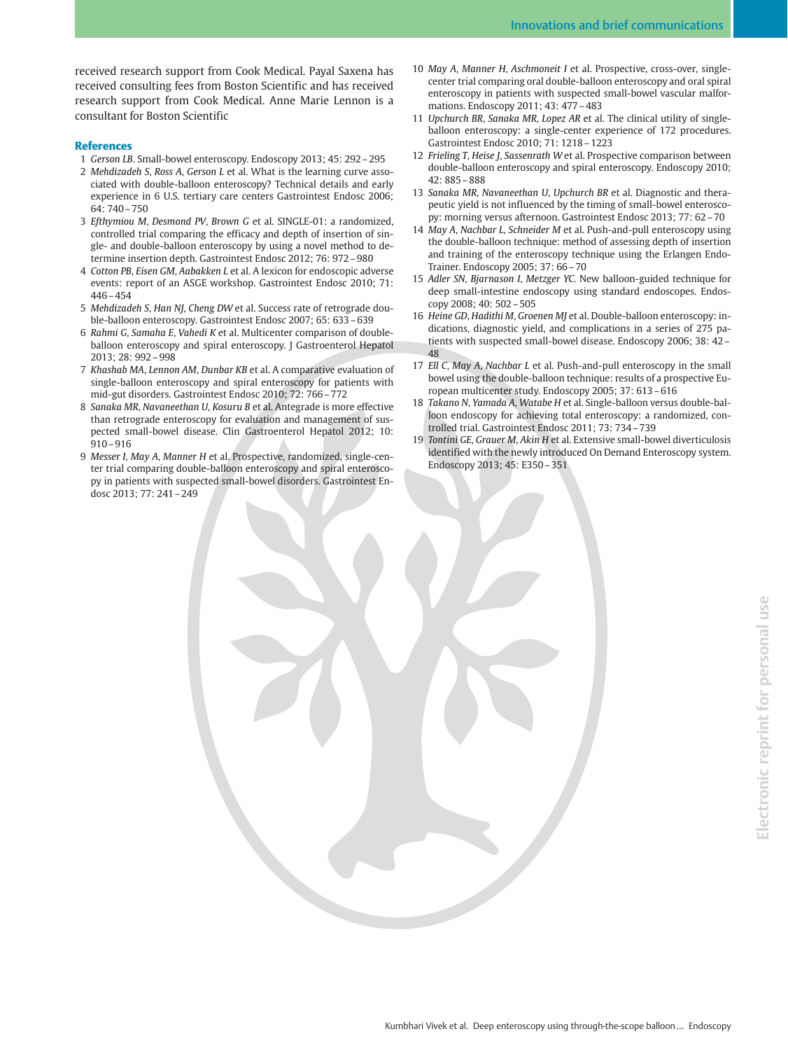received research support from Cook Medical. Payal Saxena has received consulting fees from Boston Scientific and has received research support from Cook Medical. Anne Marie Lennon is a consultant for Boston Scientific

## References

1. *Gerson LB*. Small-bowel enteroscopy. Endoscopy 2013; 45: 292–295
2. *Mehdizadeh S, Ross A, Gerson L* et al. What is the learning curve associated with double-balloon enteroscopy? Technical details and early experience in 6 U.S. tertiary care centers Gastrointest Endosc 2006; 64: 740–750
3. *Efthymiou M, Desmond PV, Brown G* et al. SINGLE-01: a randomized, controlled trial comparing the efficacy and depth of insertion of single- and double-balloon enteroscopy by using a novel method to determine insertion depth. Gastrointest Endosc 2012; 76: 972–980
4. *Cotton PB, Eisen GM, Aabakken L* et al. A lexicon for endoscopic adverse events: report of an ASGE workshop. Gastrointest Endosc 2010; 71: 446–454
5. *Mehdizadeh S, Han NJ, Cheng DW* et al. Success rate of retrograde double-balloon enteroscopy. Gastrointest Endosc 2007; 65: 633–639
6. *Rahmi G, Samaha E, Vahedi K* et al. Multicenter comparison of double-balloon enteroscopy and spiral enteroscopy. J Gastroenterol Hepatol 2013; 28: 992–998
7. *Khashab MA, Lennon AM, Dunbar KB* et al. A comparative evaluation of single-balloon enteroscopy and spiral enteroscopy for patients with mid-gut disorders. Gastrointest Endosc 2010; 72: 766–772
8. *Sanaka MR, Navaneethan U, Kosuru B* et al. Antegrade is more effective than retrograde enteroscopy for evaluation and management of suspected small-bowel disease. Clin Gastroenterol Hepatol 2012; 10: 910–916
9. *Messer I, May A, Manner H* et al. Prospective, randomized, single-center trial comparing double-balloon enteroscopy and spiral enteroscopy in patients with suspected small-bowel disorders. Gastrointest Endosc 2013; 77: 241–249
10. *May A, Manner H, Aschmoneit I* et al. Prospective, cross-over, single-center trial comparing oral double-balloon enteroscopy and oral spiral enteroscopy in patients with suspected small-bowel vascular malformations. Endoscopy 2011; 43: 477–483
11. *Upchurch BR, Sanaka MR, Lopez AR* et al. The clinical utility of single-balloon enteroscopy: a single-center experience of 172 procedures. Gastrointest Endosc 2010; 71: 1218–1223
12. *Frieling T, Heise J, Sassenrath W* et al. Prospective comparison between double-balloon enteroscopy and spiral enteroscopy. Endoscopy 2010; 42: 885–888
13. *Sanaka MR, Navaneethan U, Upchurch BR* et al. Diagnostic and therapeutic yield is not influenced by the timing of small-bowel enteroscopy: morning versus afternoon. Gastrointest Endosc 2013; 77: 62–70
14. *May A, Nachbar L, Schneider M* et al. Push-and-pull enteroscopy using the double-balloon technique: method of assessing depth of insertion and training of the enteroscopy technique using the Erlangen Endo-Trainer. Endoscopy 2005; 37: 66–70
15. *Adler SN, Bjarnason I, Metzger YC*. New balloon-guided technique for deep small-intestine endoscopy using standard endoscopes. Endoscopy 2008; 40: 502–505
16. *Heine GD, Hadithi M, Groenen MJ* et al. Double-balloon enteroscopy: indications, diagnostic yield, and complications in a series of 275 patients with suspected small-bowel disease. Endoscopy 2006; 38: 42–48
17. *Ell C, May A, Nachbar L* et al. Push-and-pull enteroscopy in the small bowel using the double-balloon technique: results of a prospective European multicenter study. Endoscopy 2005; 37: 613–616
18. *Takano N, Yamada A, Watabe H* et al. Single-balloon versus double-balloon endoscopy for achieving total enteroscopy: a randomized, controlled trial. Gastrointest Endosc 2011; 73: 734–739
19. *Tontini GE, Grauer M, Akin H* et al. Extensive small-bowel diverticulosis identified with the newly introduced On Demand Enteroscopy system. Endoscopy 2013; 45: E350–351